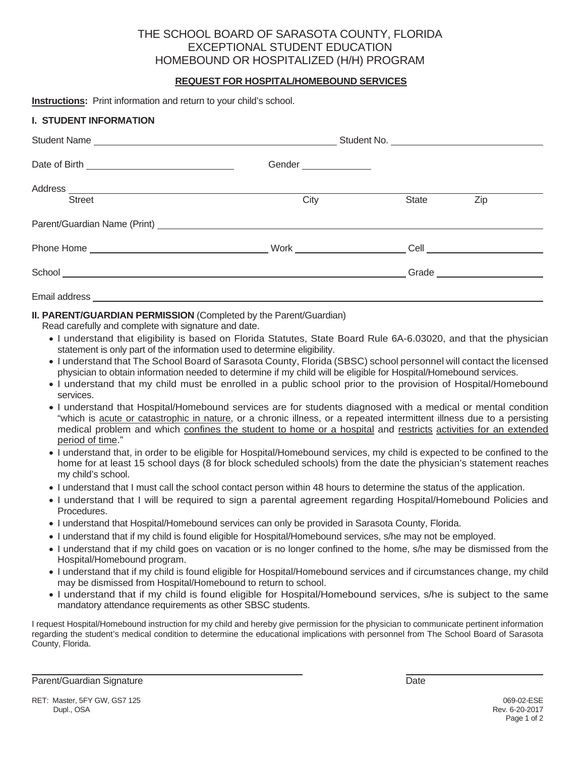# THE SCHOOL BOARD OF SARASOTA COUNTY, FLORIDA
# EXCEPTIONAL STUDENT EDUCATION
# HOMEBOUND OR HOSPITALIZED (H/H) PROGRAM

## REQUEST FOR HOSPITAL/HOMEBOUND SERVICES

**Instructions:** Print information and return to your child's school.

### I. STUDENT INFORMATION

Student Name ______________________________ Student No. ____________________

Date of Birth ____________________ Gender __________

Address ______________________________________________________________
Street City State Zip

Parent/Guardian Name (Print) ____________________________________________

Phone Home ____________________ Work ______________ Cell ______________

School ______________________________________ Grade ______________

Email address ______________________________________________________

### II. PARENT/GUARDIAN PERMISSION (Completed by the Parent/Guardian)

Read carefully and complete with signature and date.

- I understand that eligibility is based on Florida Statutes, State Board Rule 6A-6.03020, and that the physician statement is only part of the information used to determine eligibility.
- I understand that The School Board of Sarasota County, Florida (SBSC) school personnel will contact the licensed physician to obtain information needed to determine if my child will be eligible for Hospital/Homebound services.
- I understand that my child must be enrolled in a public school prior to the provision of Hospital/Homebound services.
- I understand that Hospital/Homebound services are for students diagnosed with a medical or mental condition "which is acute or catastrophic in nature, or a chronic illness, or a repeated intermittent illness due to a persisting medical problem and which confines the student to home or a hospital and restricts activities for an extended period of time."
- I understand that, in order to be eligible for Hospital/Homebound services, my child is expected to be confined to the home for at least 15 school days (8 for block scheduled schools) from the date the physician's statement reaches my child's school.
- I understand that I must call the school contact person within 48 hours to determine the status of the application.
- I understand that I will be required to sign a parental agreement regarding Hospital/Homebound Policies and Procedures.
- I understand that Hospital/Homebound services can only be provided in Sarasota County, Florida.
- I understand that if my child is found eligible for Hospital/Homebound services, s/he may not be employed.
- I understand that if my child goes on vacation or is no longer confined to the home, s/he may be dismissed from the Hospital/Homebound program.
- I understand that if my child is found eligible for Hospital/Homebound services and if circumstances change, my child may be dismissed from Hospital/Homebound to return to school.
- I understand that if my child is found eligible for Hospital/Homebound services, s/he is subject to the same mandatory attendance requirements as other SBSC students.

I request Hospital/Homebound instruction for my child and hereby give permission for the physician to communicate pertinent information regarding the student's medical condition to determine the educational implications with personnel from The School Board of Sarasota County, Florida.

______________________________ ______________
Parent/Guardian Signature Date

RET: Master, 5FY GW, GS7 125
Dupl., OSA

069-02-ESE
Rev. 6-20-2017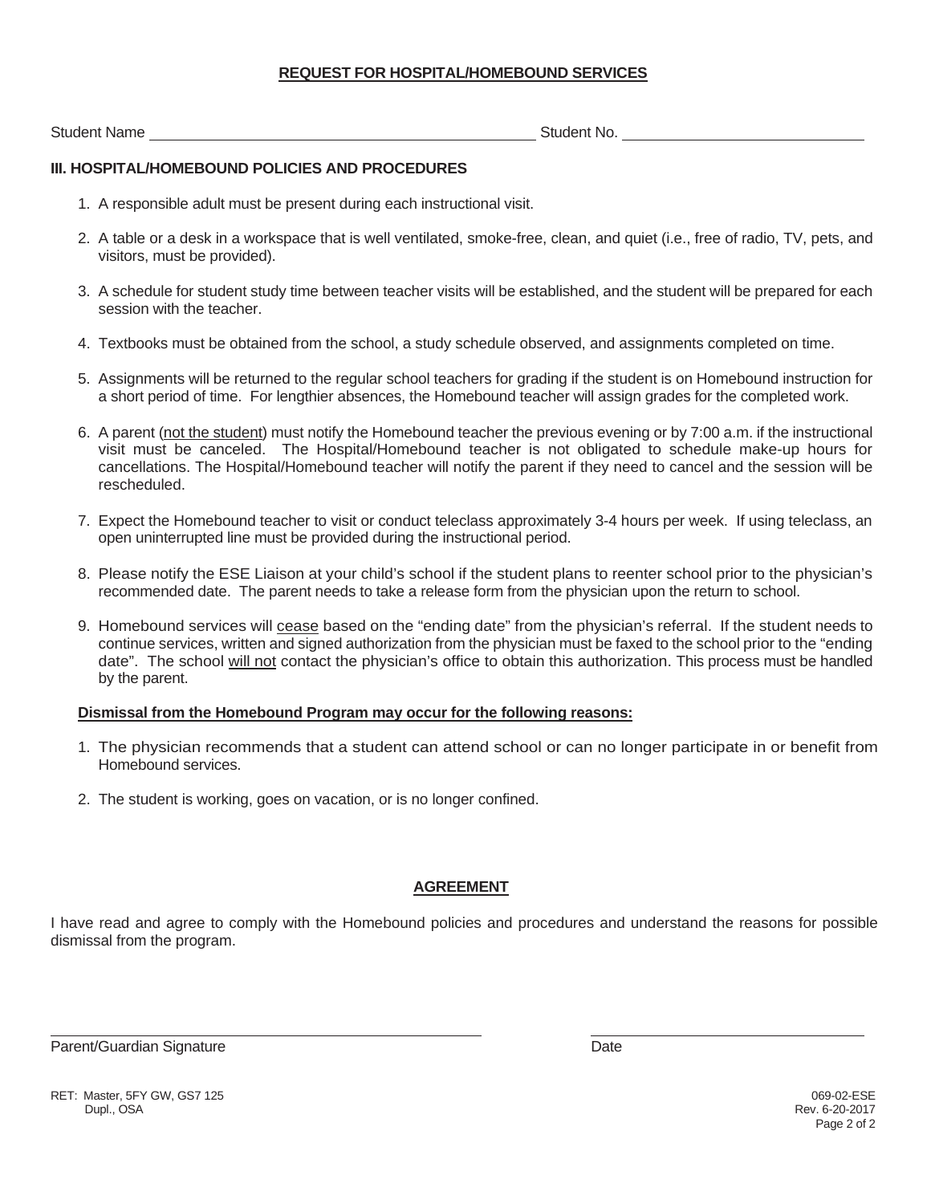## REQUEST FOR HOSPITAL/HOMEBOUND SERVICES

Student Name ______________________________________________ Student No. ____________________________

### III. HOSPITAL/HOMEBOUND POLICIES AND PROCEDURES

1. A responsible adult must be present during each instructional visit.
2. A table or a desk in a workspace that is well ventilated, smoke-free, clean, and quiet (i.e., free of radio, TV, pets, and visitors, must be provided).
3. A schedule for student study time between teacher visits will be established, and the student will be prepared for each session with the teacher.
4. Textbooks must be obtained from the school, a study schedule observed, and assignments completed on time.
5. Assignments will be returned to the regular school teachers for grading if the student is on Homebound instruction for a short period of time. For lengthier absences, the Homebound teacher will assign grades for the completed work.
6. A parent (<u>not the student</u>) must notify the Homebound teacher the previous evening or by 7:00 a.m. if the instructional visit must be canceled. The Hospital/Homebound teacher is not obligated to schedule make-up hours for cancellations. The Hospital/Homebound teacher will notify the parent if they need to cancel and the session will be rescheduled.
7. Expect the Homebound teacher to visit or conduct teleclass approximately 3-4 hours per week. If using teleclass, an open uninterrupted line must be provided during the instructional period.
8. Please notify the ESE Liaison at your child's school if the student plans to reenter school prior to the physician's recommended date. The parent needs to take a release form from the physician upon the return to school.
9. Homebound services will <u>cease</u> based on the "ending date" from the physician's referral. If the student needs to continue services, written and signed authorization from the physician must be faxed to the school prior to the "ending date". The school <u>will not</u> contact the physician's office to obtain this authorization. This process must be handled by the parent.

**<u>Dismissal from the Homebound Program may occur for the following reasons:</u>**

1. The physician recommends that a student can attend school or can no longer participate in or benefit from Homebound services.
2. The student is working, goes on vacation, or is no longer confined.

**<u>AGREEMENT</u>**

I have read and agree to comply with the Homebound policies and procedures and understand the reasons for possible dismissal from the program.

______________________________________________ ____________________________

Parent/Guardian Signature Date

RET: Master, 5FY GW, GS7 125
Dupl., OSA

069-02-ESE
Rev. 6-20-2017